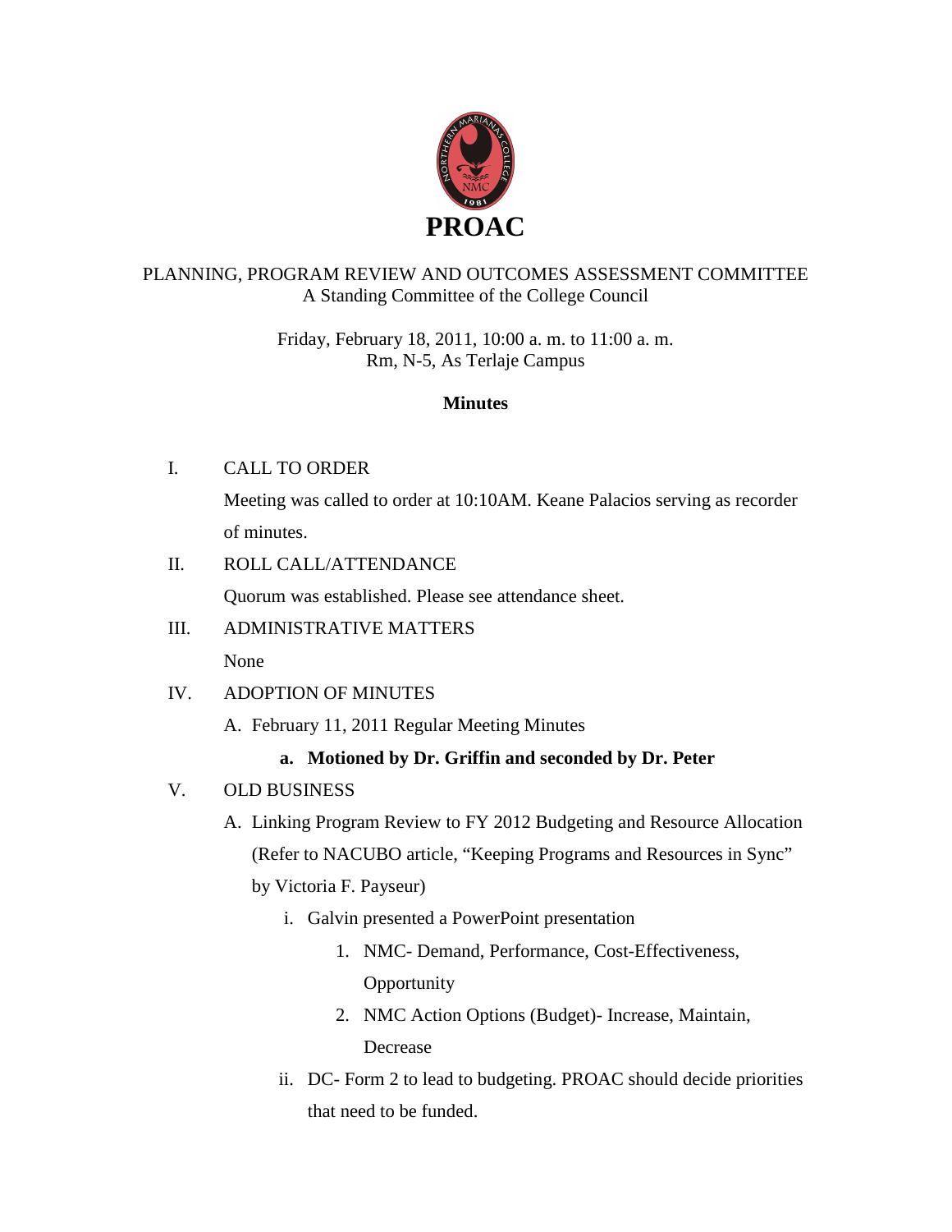# PROAC

PLANNING, PROGRAM REVIEW AND OUTCOMES ASSESSMENT COMMITTEE
A Standing Committee of the College Council

Friday, February 18, 2011, 10:00 a. m. to 11:00 a. m.
Rm, N-5, As Terlaje Campus

**Minutes**

I. CALL TO ORDER

Meeting was called to order at 10:10AM. Keane Palacios serving as recorder of minutes.

II. ROLL CALL/ATTENDANCE

Quorum was established. Please see attendance sheet.

III. ADMINISTRATIVE MATTERS

None

IV. ADOPTION OF MINUTES

A. February 11, 2011 Regular Meeting Minutes

   a. **Motioned by Dr. Griffin and seconded by Dr. Peter**

V. OLD BUSINESS

A. Linking Program Review to FY 2012 Budgeting and Resource Allocation (Refer to NACUBO article, "Keeping Programs and Resources in Sync" by Victoria F. Payseur)

   i. Galvin presented a PowerPoint presentation

      1. NMC- Demand, Performance, Cost-Effectiveness, Opportunity
      2. NMC Action Options (Budget)- Increase, Maintain, Decrease

   ii. DC- Form 2 to lead to budgeting. PROAC should decide priorities that need to be funded.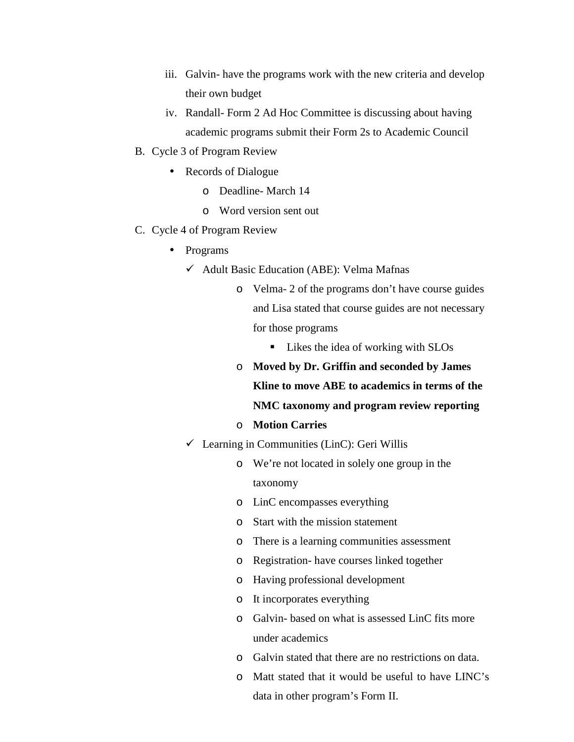iii. Galvin- have the programs work with the new criteria and develop their own budget
   iv. Randall- Form 2 Ad Hoc Committee is discussing about having academic programs submit their Form 2s to Academic Council

B. Cycle 3 of Program Review
   - Records of Dialogue
      - Deadline- March 14
      - Word version sent out

C. Cycle 4 of Program Review
   - Programs
      - ✓ Adult Basic Education (ABE): Velma Mafnas
         - Velma- 2 of the programs don't have course guides and Lisa stated that course guides are not necessary for those programs
            - Likes the idea of working with SLOs
         - **Moved by Dr. Griffin and seconded by James Kline to move ABE to academics in terms of the NMC taxonomy and program review reporting**
         - **Motion Carries**
      - ✓ Learning in Communities (LinC): Geri Willis
         - We're not located in solely one group in the taxonomy
         - LinC encompasses everything
         - Start with the mission statement
         - There is a learning communities assessment
         - Registration- have courses linked together
         - Having professional development
         - It incorporates everything
         - Galvin- based on what is assessed LinC fits more under academics
         - Galvin stated that there are no restrictions on data.
         - Matt stated that it would be useful to have LINC's data in other program's Form II.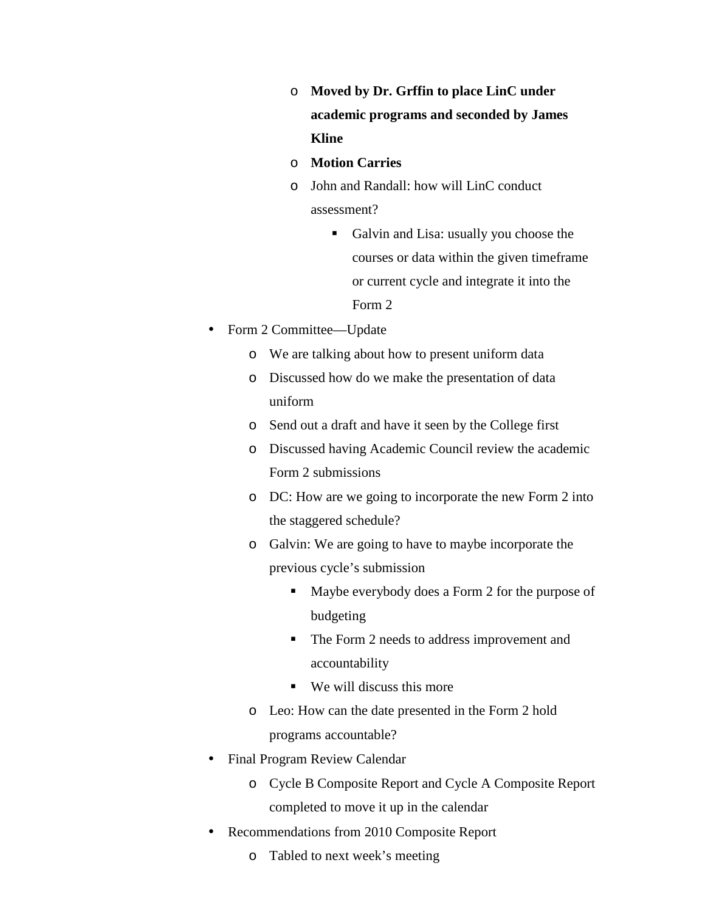- **Moved by Dr. Grffin to place LinC under academic programs and seconded by James Kline**
        - **Motion Carries**
        - John and Randall: how will LinC conduct assessment?
            - Galvin and Lisa: usually you choose the courses or data within the given timeframe or current cycle and integrate it into the Form 2

- Form 2 Committee—Update
    - We are talking about how to present uniform data
    - Discussed how do we make the presentation of data uniform
    - Send out a draft and have it seen by the College first
    - Discussed having Academic Council review the academic Form 2 submissions
    - DC: How are we going to incorporate the new Form 2 into the staggered schedule?
    - Galvin: We are going to have to maybe incorporate the previous cycle's submission
        - Maybe everybody does a Form 2 for the purpose of budgeting
        - The Form 2 needs to address improvement and accountability
        - We will discuss this more
    - Leo: How can the date presented in the Form 2 hold programs accountable?
- Final Program Review Calendar
    - Cycle B Composite Report and Cycle A Composite Report completed to move it up in the calendar
- Recommendations from 2010 Composite Report
    - Tabled to next week's meeting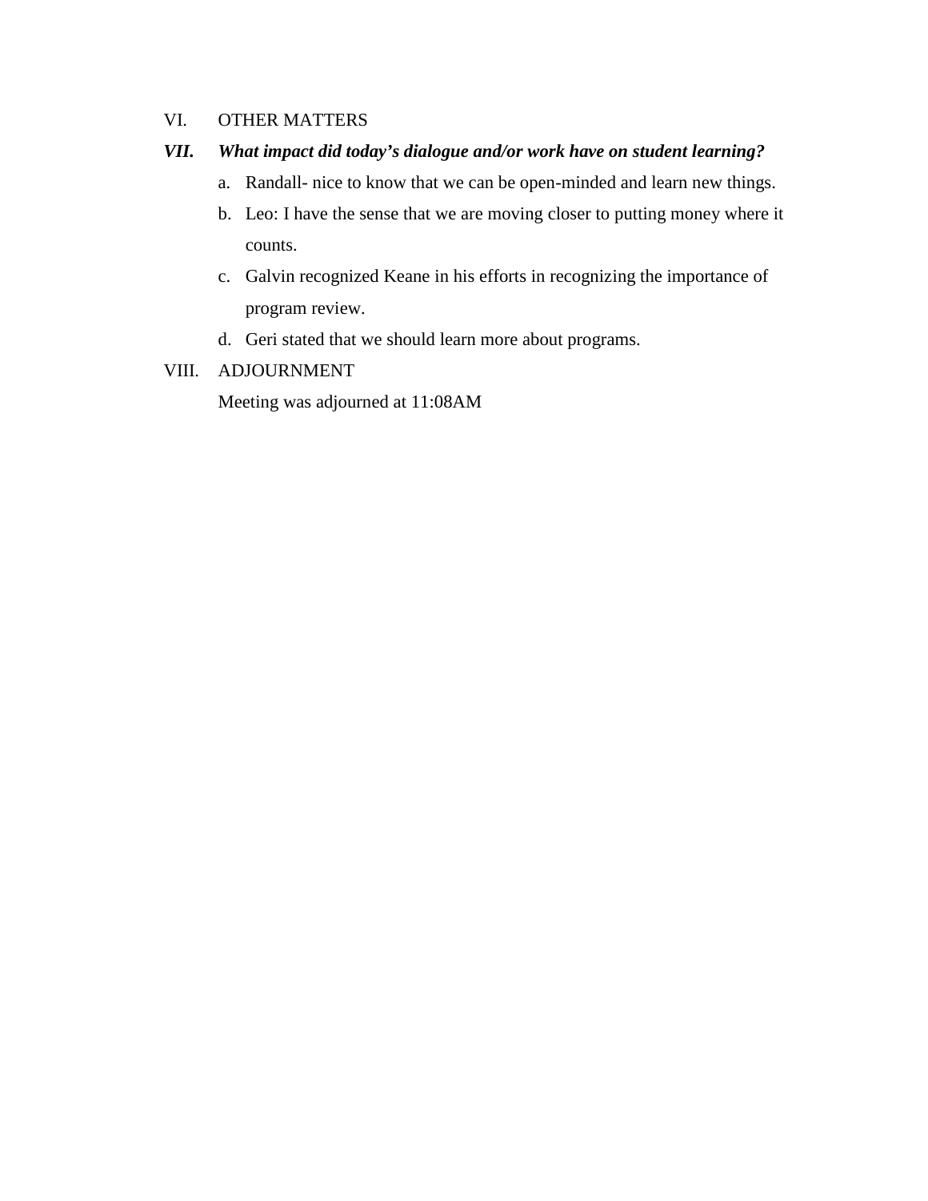VI. OTHER MATTERS

***VII. What impact did today's dialogue and/or work have on student learning?***

a. Randall- nice to know that we can be open-minded and learn new things.
b. Leo: I have the sense that we are moving closer to putting money where it counts.
c. Galvin recognized Keane in his efforts in recognizing the importance of program review.
d. Geri stated that we should learn more about programs.

VIII. ADJOURNMENT

Meeting was adjourned at 11:08AM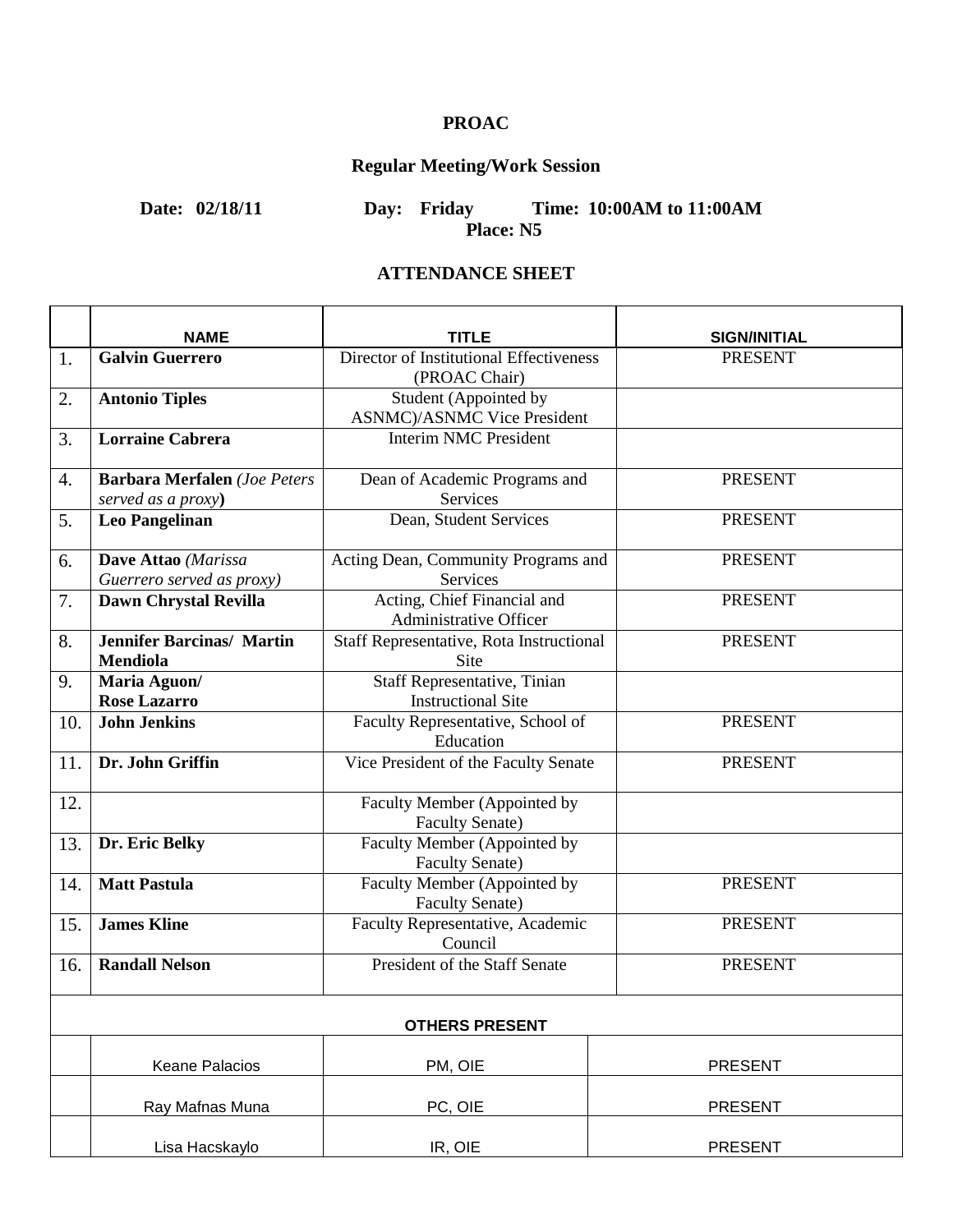**PROAC**

**Regular Meeting/Work Session**

**Date: 02/18/11 Day: Friday Time: 10:00AM to 11:00AM**
**Place: N5**

**ATTENDANCE SHEET**

| | NAME | TITLE | SIGN/INITIAL |
|---|---|---|---|
| 1. | **Galvin Guerrero** | Director of Institutional Effectiveness (PROAC Chair) | PRESENT |
| 2. | **Antonio Tiples** | Student (Appointed by ASNMC)/ASNMC Vice President | |
| 3. | **Lorraine Cabrera** | Interim NMC President | |
| 4. | **Barbara Merfalen** *(Joe Peters served as a proxy)* | Dean of Academic Programs and Services | PRESENT |
| 5. | **Leo Pangelinan** | Dean, Student Services | PRESENT |
| 6. | **Dave Attao** *(Marissa Guerrero served as proxy)* | Acting Dean, Community Programs and Services | PRESENT |
| 7. | **Dawn Chrystal Revilla** | Acting, Chief Financial and Administrative Officer | PRESENT |
| 8. | **Jennifer Barcinas/ Martin Mendiola** | Staff Representative, Rota Instructional Site | PRESENT |
| 9. | **Maria Aguon/ Rose Lazarro** | Staff Representative, Tinian Instructional Site | |
| 10. | **John Jenkins** | Faculty Representative, School of Education | PRESENT |
| 11. | **Dr. John Griffin** | Vice President of the Faculty Senate | PRESENT |
| 12. | | Faculty Member (Appointed by Faculty Senate) | |
| 13. | **Dr. Eric Belky** | Faculty Member (Appointed by Faculty Senate) | |
| 14. | **Matt Pastula** | Faculty Member (Appointed by Faculty Senate) | PRESENT |
| 15. | **James Kline** | Faculty Representative, Academic Council | PRESENT |
| 16. | **Randall Nelson** | President of the Staff Senate | PRESENT |
| | **OTHERS PRESENT** | | |
| | Keane Palacios | PM, OIE | PRESENT |
| | Ray Mafnas Muna | PC, OIE | PRESENT |
| | Lisa Hacskaylo | IR, OIE | PRESENT |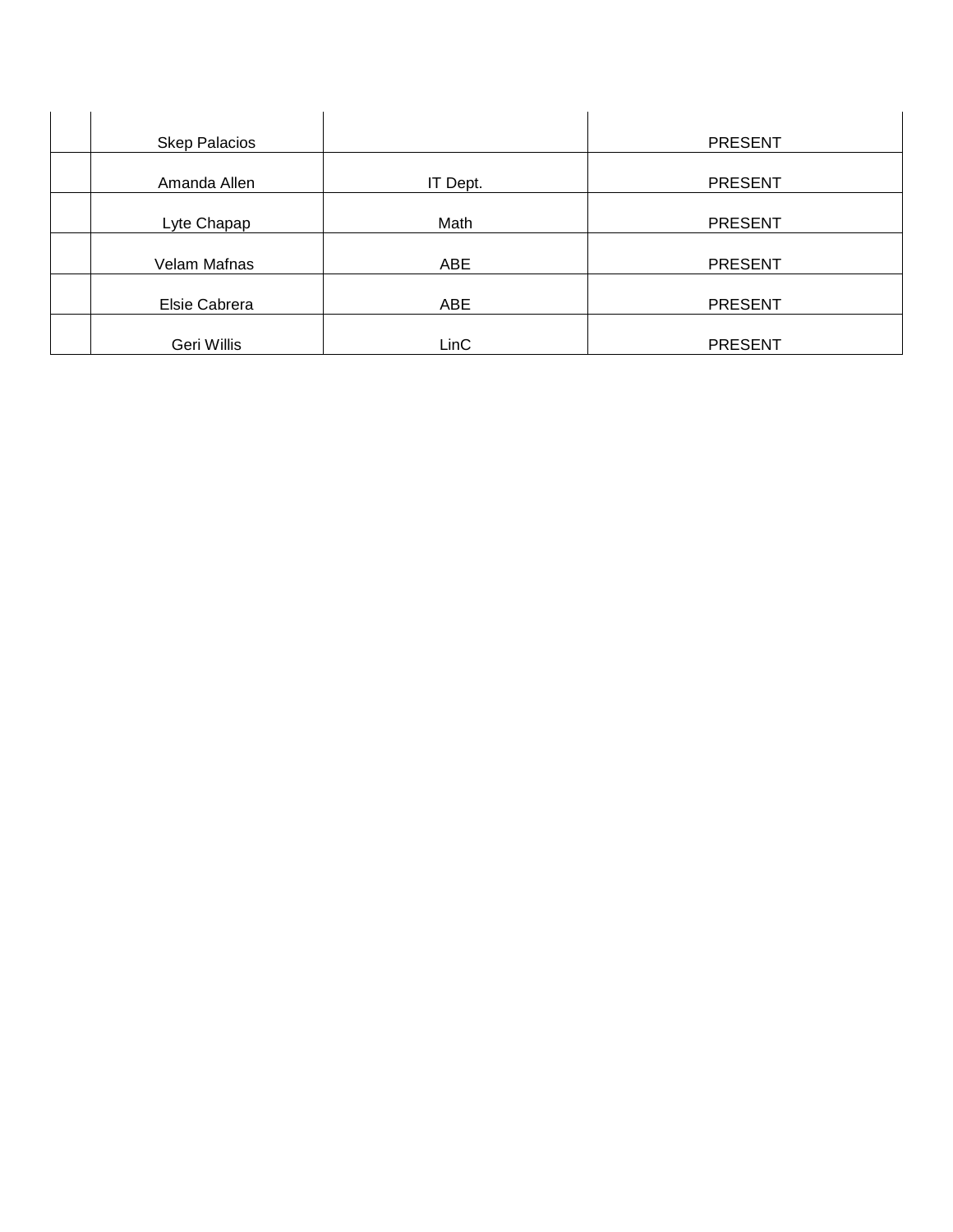| | | | |
|---|---|---|---|
| | Skep Palacios | | PRESENT |
| | Amanda Allen | IT Dept. | PRESENT |
| | Lyte Chapap | Math | PRESENT |
| | Velam Mafnas | ABE | PRESENT |
| | Elsie Cabrera | ABE | PRESENT |
| | Geri Willis | LinC | PRESENT |